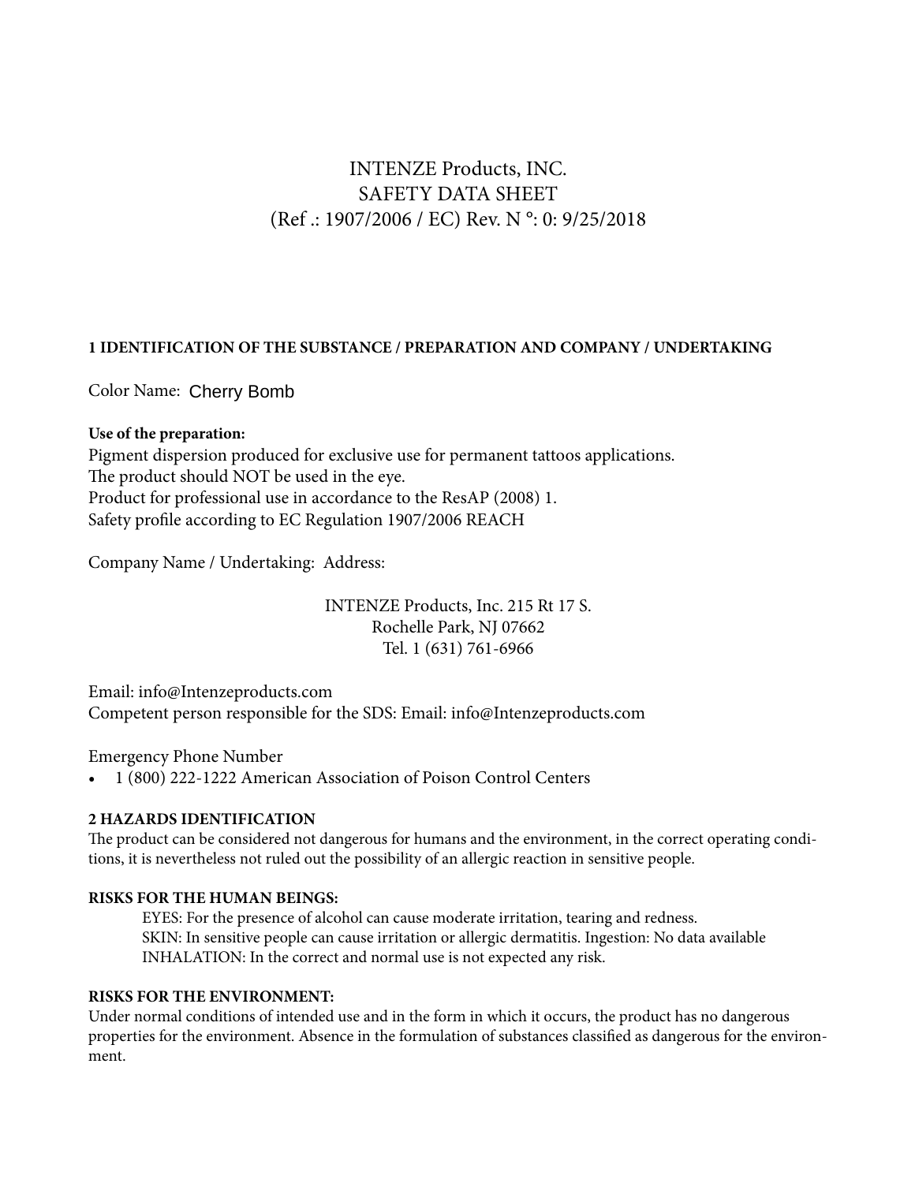# INTENZE Products, INC.
# SAFETY DATA SHEET
# (Ref .: 1907/2006 / EC) Rev. N °: 0: 9/25/2018

## 1 IDENTIFICATION OF THE SUBSTANCE / PREPARATION AND COMPANY / UNDERTAKING

Color Name: Cherry Bomb

**Use of the preparation:**
Pigment dispersion produced for exclusive use for permanent tattoos applications.
The product should NOT be used in the eye.
Product for professional use in accordance to the ResAP (2008) 1.
Safety profile according to EC Regulation 1907/2006 REACH

Company Name / Undertaking: Address:

INTENZE Products, Inc. 215 Rt 17 S.
Rochelle Park, NJ 07662
Tel. 1 (631) 761-6966

Email: info@Intenzeproducts.com
Competent person responsible for the SDS: Email: info@Intenzeproducts.com

Emergency Phone Number

- 1 (800) 222-1222 American Association of Poison Control Centers

## 2 HAZARDS IDENTIFICATION

The product can be considered not dangerous for humans and the environment, in the correct operating conditions, it is nevertheless not ruled out the possibility of an allergic reaction in sensitive people.

**RISKS FOR THE HUMAN BEINGS:**

EYES: For the presence of alcohol can cause moderate irritation, tearing and redness.
SKIN: In sensitive people can cause irritation or allergic dermatitis. Ingestion: No data available
INHALATION: In the correct and normal use is not expected any risk.

**RISKS FOR THE ENVIRONMENT:**

Under normal conditions of intended use and in the form in which it occurs, the product has no dangerous properties for the environment. Absence in the formulation of substances classified as dangerous for the environment.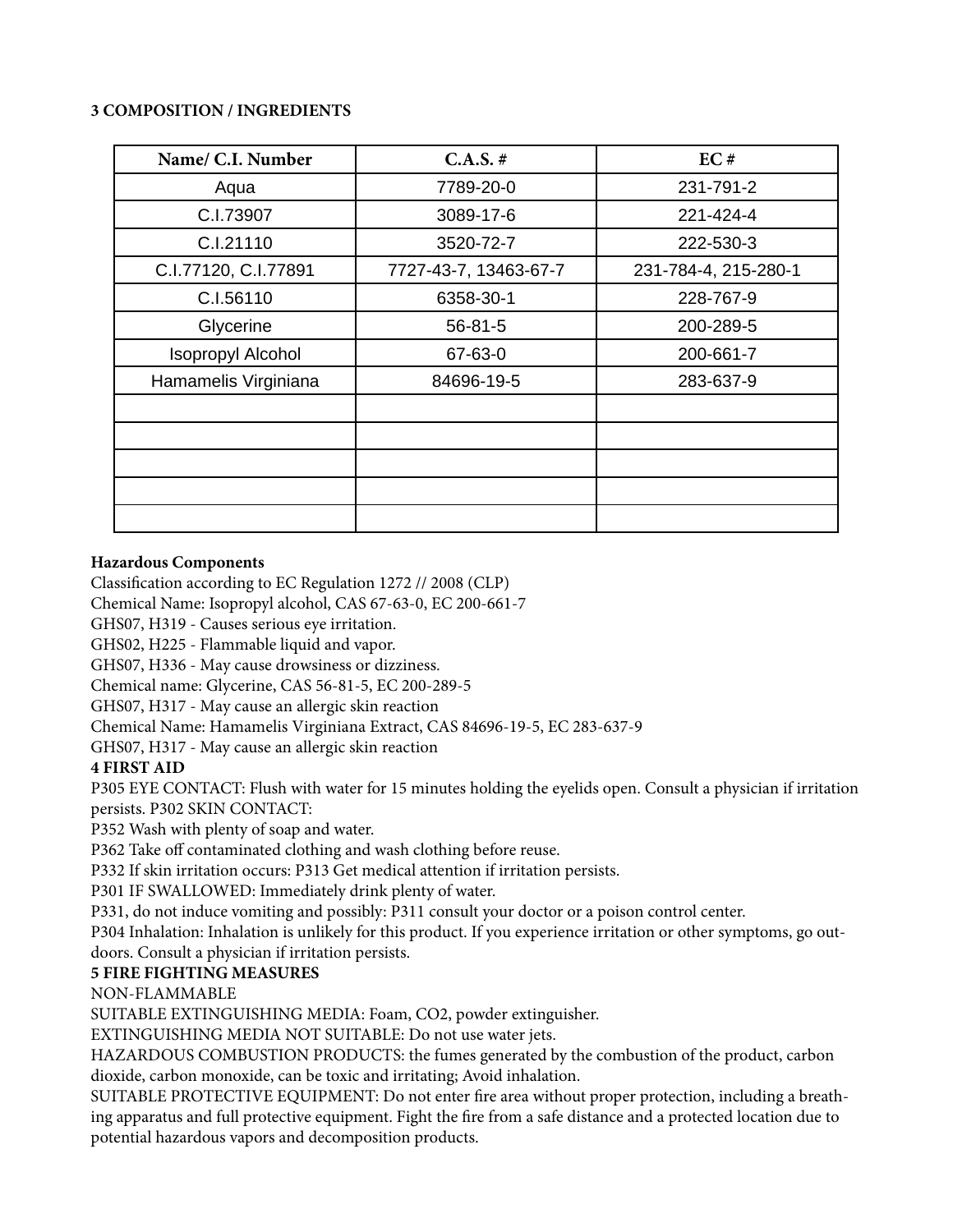## 3 COMPOSITION / INGREDIENTS

| Name/ C.I. Number | C.A.S. # | EC # |
|---|---|---|
| Aqua | 7789-20-0 | 231-791-2 |
| C.I.73907 | 3089-17-6 | 221-424-4 |
| C.I.21110 | 3520-72-7 | 222-530-3 |
| C.I.77120, C.I.77891 | 7727-43-7, 13463-67-7 | 231-784-4, 215-280-1 |
| C.I.56110 | 6358-30-1 | 228-767-9 |
| Glycerine | 56-81-5 | 200-289-5 |
| Isopropyl Alcohol | 67-63-0 | 200-661-7 |
| Hamamelis Virginiana | 84696-19-5 | 283-637-9 |
| | | |
| | | |
| | | |
| | | |
| | | |

**Hazardous Components**

Classification according to EC Regulation 1272 // 2008 (CLP)

Chemical Name: Isopropyl alcohol, CAS 67-63-0, EC 200-661-7

GHS07, H319 - Causes serious eye irritation.

GHS02, H225 - Flammable liquid and vapor.

GHS07, H336 - May cause drowsiness or dizziness.

Chemical name: Glycerine, CAS 56-81-5, EC 200-289-5

GHS07, H317 - May cause an allergic skin reaction

Chemical Name: Hamamelis Virginiana Extract, CAS 84696-19-5, EC 283-637-9

GHS07, H317 - May cause an allergic skin reaction

**4 FIRST AID**

P305 EYE CONTACT: Flush with water for 15 minutes holding the eyelids open. Consult a physician if irritation persists. P302 SKIN CONTACT:

P352 Wash with plenty of soap and water.

P362 Take off contaminated clothing and wash clothing before reuse.

P332 If skin irritation occurs: P313 Get medical attention if irritation persists.

P301 IF SWALLOWED: Immediately drink plenty of water.

P331, do not induce vomiting and possibly: P311 consult your doctor or a poison control center.

P304 Inhalation: Inhalation is unlikely for this product. If you experience irritation or other symptoms, go outdoors. Consult a physician if irritation persists.

**5 FIRE FIGHTING MEASURES**

NON-FLAMMABLE

SUITABLE EXTINGUISHING MEDIA: Foam, CO2, powder extinguisher.

EXTINGUISHING MEDIA NOT SUITABLE: Do not use water jets.

HAZARDOUS COMBUSTION PRODUCTS: the fumes generated by the combustion of the product, carbon dioxide, carbon monoxide, can be toxic and irritating; Avoid inhalation.

SUITABLE PROTECTIVE EQUIPMENT: Do not enter fire area without proper protection, including a breathing apparatus and full protective equipment. Fight the fire from a safe distance and a protected location due to potential hazardous vapors and decomposition products.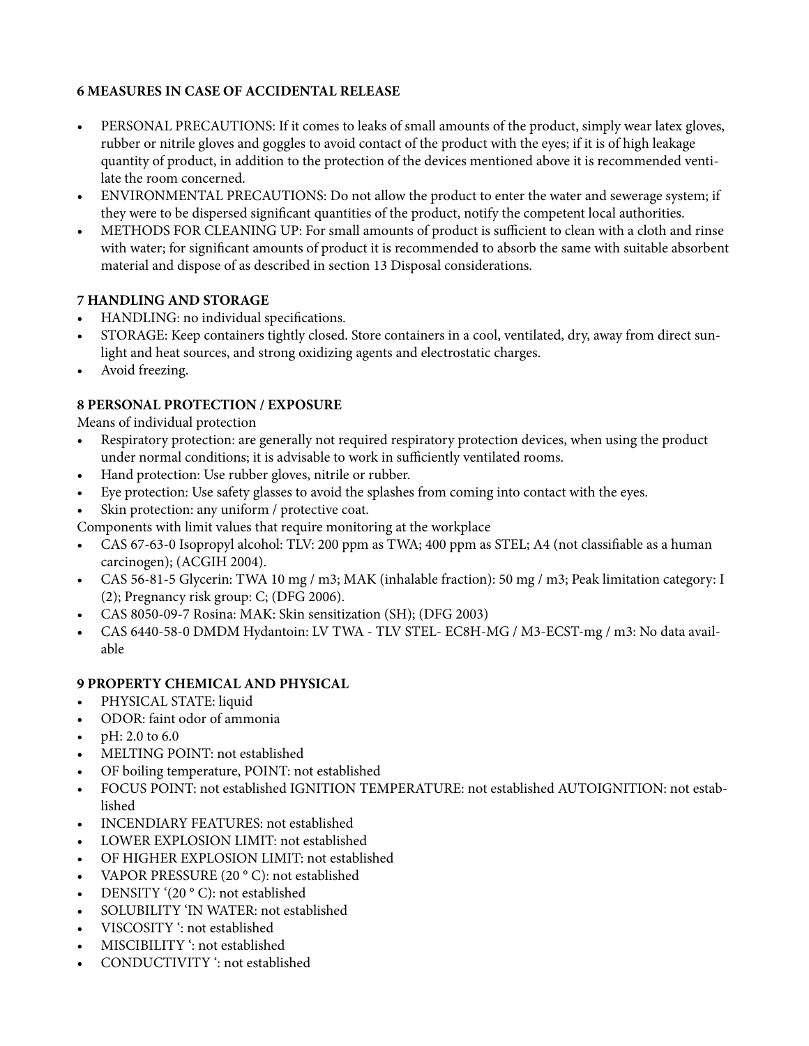### 6 MEASURES IN CASE OF ACCIDENTAL RELEASE

- PERSONAL PRECAUTIONS: If it comes to leaks of small amounts of the product, simply wear latex gloves, rubber or nitrile gloves and goggles to avoid contact of the product with the eyes; if it is of high leakage quantity of product, in addition to the protection of the devices mentioned above it is recommended ventilate the room concerned.
- ENVIRONMENTAL PRECAUTIONS: Do not allow the product to enter the water and sewerage system; if they were to be dispersed significant quantities of the product, notify the competent local authorities.
- METHODS FOR CLEANING UP: For small amounts of product is sufficient to clean with a cloth and rinse with water; for significant amounts of product it is recommended to absorb the same with suitable absorbent material and dispose of as described in section 13 Disposal considerations.

### 7 HANDLING AND STORAGE

- HANDLING: no individual specifications.
- STORAGE: Keep containers tightly closed. Store containers in a cool, ventilated, dry, away from direct sunlight and heat sources, and strong oxidizing agents and electrostatic charges.
- Avoid freezing.

### 8 PERSONAL PROTECTION / EXPOSURE

Means of individual protection

- Respiratory protection: are generally not required respiratory protection devices, when using the product under normal conditions; it is advisable to work in sufficiently ventilated rooms.
- Hand protection: Use rubber gloves, nitrile or rubber.
- Eye protection: Use safety glasses to avoid the splashes from coming into contact with the eyes.
- Skin protection: any uniform / protective coat.

Components with limit values that require monitoring at the workplace

- CAS 67-63-0 Isopropyl alcohol: TLV: 200 ppm as TWA; 400 ppm as STEL; A4 (not classifiable as a human carcinogen); (ACGIH 2004).
- CAS 56-81-5 Glycerin: TWA 10 mg / m3; MAK (inhalable fraction): 50 mg / m3; Peak limitation category: I (2); Pregnancy risk group: C; (DFG 2006).
- CAS 8050-09-7 Rosina: MAK: Skin sensitization (SH); (DFG 2003)
- CAS 6440-58-0 DMDM Hydantoin: LV TWA - TLV STEL- EC8H-MG / M3-ECST-mg / m3: No data available

### 9 PROPERTY CHEMICAL AND PHYSICAL

- PHYSICAL STATE: liquid
- ODOR: faint odor of ammonia
- pH: 2.0 to 6.0
- MELTING POINT: not established
- OF boiling temperature, POINT: not established
- FOCUS POINT: not established IGNITION TEMPERATURE: not established AUTOIGNITION: not established
- INCENDIARY FEATURES: not established
- LOWER EXPLOSION LIMIT: not established
- OF HIGHER EXPLOSION LIMIT: not established
- VAPOR PRESSURE (20 ° C): not established
- DENSITY '(20 ° C): not established
- SOLUBILITY 'IN WATER: not established
- VISCOSITY ': not established
- MISCIBILITY ': not established
- CONDUCTIVITY ': not established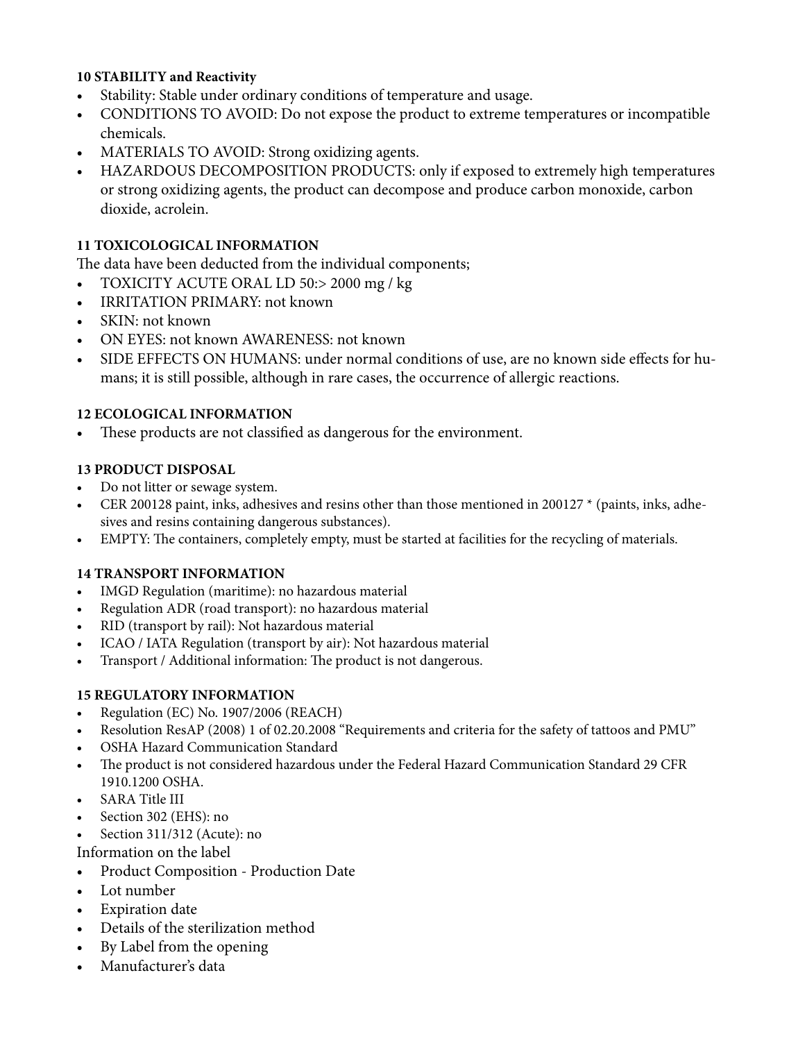**10 STABILITY and Reactivity**

- Stability: Stable under ordinary conditions of temperature and usage.
- CONDITIONS TO AVOID: Do not expose the product to extreme temperatures or incompatible chemicals.
- MATERIALS TO AVOID: Strong oxidizing agents.
- HAZARDOUS DECOMPOSITION PRODUCTS: only if exposed to extremely high temperatures or strong oxidizing agents, the product can decompose and produce carbon monoxide, carbon dioxide, acrolein.

**11 TOXICOLOGICAL INFORMATION**

The data have been deducted from the individual components;

- TOXICITY ACUTE ORAL LD 50:> 2000 mg / kg
- IRRITATION PRIMARY: not known
- SKIN: not known
- ON EYES: not known AWARENESS: not known
- SIDE EFFECTS ON HUMANS: under normal conditions of use, are no known side effects for humans; it is still possible, although in rare cases, the occurrence of allergic reactions.

**12 ECOLOGICAL INFORMATION**

- These products are not classified as dangerous for the environment.

**13 PRODUCT DISPOSAL**

- Do not litter or sewage system.
- CER 200128 paint, inks, adhesives and resins other than those mentioned in 200127 * (paints, inks, adhesives and resins containing dangerous substances).
- EMPTY: The containers, completely empty, must be started at facilities for the recycling of materials.

**14 TRANSPORT INFORMATION**

- IMGD Regulation (maritime): no hazardous material
- Regulation ADR (road transport): no hazardous material
- RID (transport by rail): Not hazardous material
- ICAO / IATA Regulation (transport by air): Not hazardous material
- Transport / Additional information: The product is not dangerous.

**15 REGULATORY INFORMATION**

- Regulation (EC) No. 1907/2006 (REACH)
- Resolution ResAP (2008) 1 of 02.20.2008 "Requirements and criteria for the safety of tattoos and PMU"
- OSHA Hazard Communication Standard
- The product is not considered hazardous under the Federal Hazard Communication Standard 29 CFR 1910.1200 OSHA.
- SARA Title III
- Section 302 (EHS): no
- Section 311/312 (Acute): no

Information on the label

- Product Composition - Production Date
- Lot number
- Expiration date
- Details of the sterilization method
- By Label from the opening
- Manufacturer's data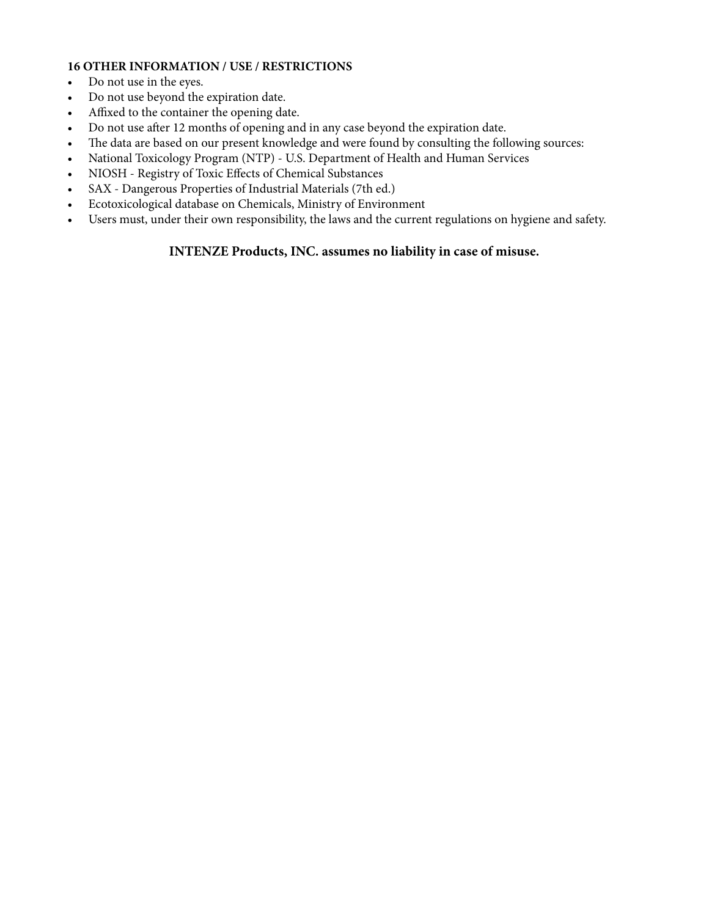**16 OTHER INFORMATION / USE / RESTRICTIONS**

- Do not use in the eyes.
- Do not use beyond the expiration date.
- Affixed to the container the opening date.
- Do not use after 12 months of opening and in any case beyond the expiration date.
- The data are based on our present knowledge and were found by consulting the following sources:
- National Toxicology Program (NTP) - U.S. Department of Health and Human Services
- NIOSH - Registry of Toxic Effects of Chemical Substances
- SAX - Dangerous Properties of Industrial Materials (7th ed.)
- Ecotoxicological database on Chemicals, Ministry of Environment
- Users must, under their own responsibility, the laws and the current regulations on hygiene and safety.

**INTENZE Products, INC. assumes no liability in case of misuse.**